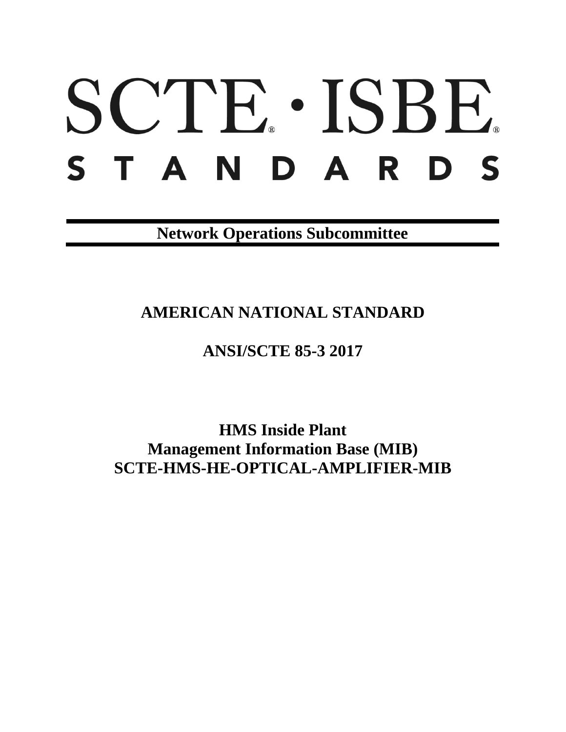# SCTE · ISBE STANDARDS

**Network Operations Subcommittee**

## AMERICAN NATIONAL STANDARD

## ANSI/SCTE 85-3 2017

# HMS Inside Plant Management Information Base (MIB) SCTE-HMS-HE-OPTICAL-AMPLIFIER-MIB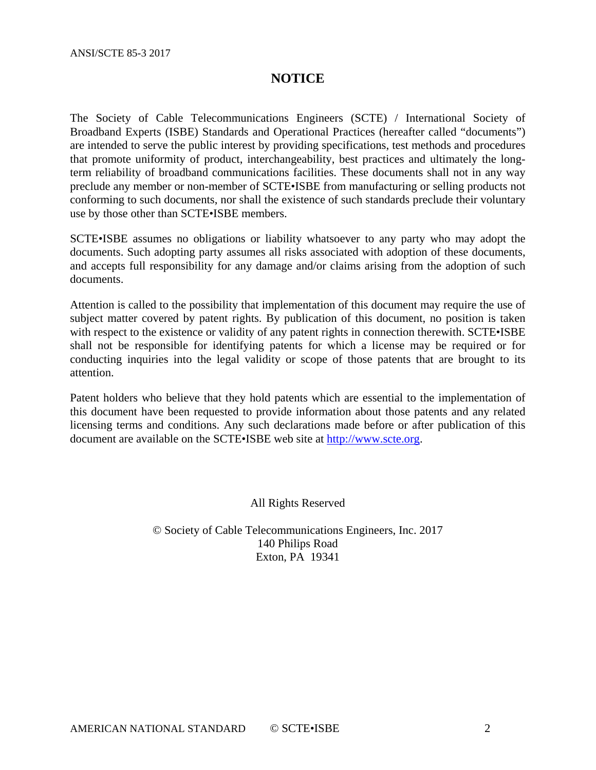# NOTICE

The Society of Cable Telecommunications Engineers (SCTE) / International Society of Broadband Experts (ISBE) Standards and Operational Practices (hereafter called "documents") are intended to serve the public interest by providing specifications, test methods and procedures that promote uniformity of product, interchangeability, best practices and ultimately the long-term reliability of broadband communications facilities. These documents shall not in any way preclude any member or non-member of SCTE•ISBE from manufacturing or selling products not conforming to such documents, nor shall the existence of such standards preclude their voluntary use by those other than SCTE•ISBE members.

SCTE•ISBE assumes no obligations or liability whatsoever to any party who may adopt the documents. Such adopting party assumes all risks associated with adoption of these documents, and accepts full responsibility for any damage and/or claims arising from the adoption of such documents.

Attention is called to the possibility that implementation of this document may require the use of subject matter covered by patent rights. By publication of this document, no position is taken with respect to the existence or validity of any patent rights in connection therewith. SCTE•ISBE shall not be responsible for identifying patents for which a license may be required or for conducting inquiries into the legal validity or scope of those patents that are brought to its attention.

Patent holders who believe that they hold patents which are essential to the implementation of this document have been requested to provide information about those patents and any related licensing terms and conditions. Any such declarations made before or after publication of this document are available on the SCTE•ISBE web site at [http://www.scte.org](http://www.scte.org).

All Rights Reserved

© Society of Cable Telecommunications Engineers, Inc. 2017
140 Philips Road
Exton, PA 19341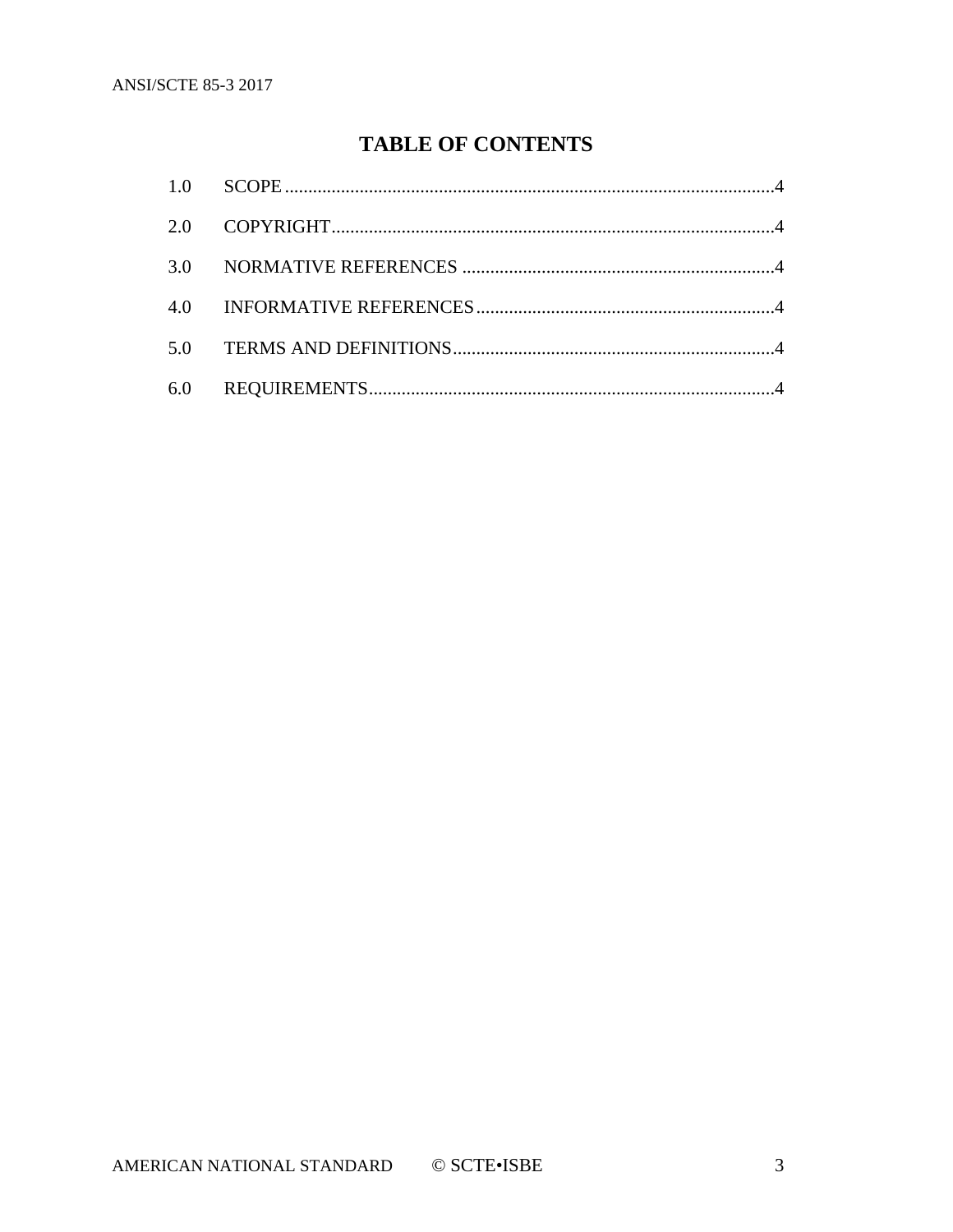# TABLE OF CONTENTS

1.0 SCOPE ........................................................................................................ 4

2.0 COPYRIGHT ................................................................................................ 4

3.0 NORMATIVE REFERENCES ................................................................... 4

4.0 INFORMATIVE REFERENCES ................................................................ 4

5.0 TERMS AND DEFINITIONS ..................................................................... 4

6.0 REQUIREMENTS ....................................................................................... 4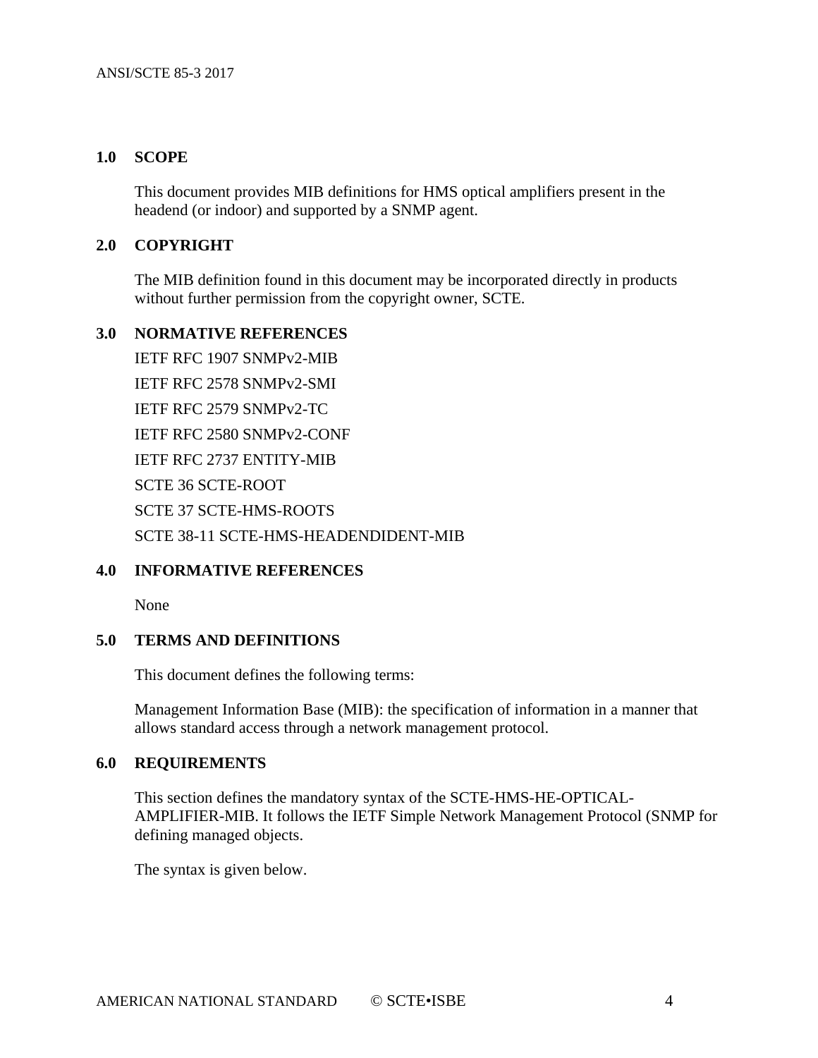## 1.0 SCOPE

This document provides MIB definitions for HMS optical amplifiers present in the headend (or indoor) and supported by a SNMP agent.

## 2.0 COPYRIGHT

The MIB definition found in this document may be incorporated directly in products without further permission from the copyright owner, SCTE.

## 3.0 NORMATIVE REFERENCES

IETF RFC 1907 SNMPv2-MIB

IETF RFC 2578 SNMPv2-SMI

IETF RFC 2579 SNMPv2-TC

IETF RFC 2580 SNMPv2-CONF

IETF RFC 2737 ENTITY-MIB

SCTE 36 SCTE-ROOT

SCTE 37 SCTE-HMS-ROOTS

SCTE 38-11 SCTE-HMS-HEADENDIDENT-MIB

## 4.0 INFORMATIVE REFERENCES

None

## 5.0 TERMS AND DEFINITIONS

This document defines the following terms:

Management Information Base (MIB): the specification of information in a manner that allows standard access through a network management protocol.

## 6.0 REQUIREMENTS

This section defines the mandatory syntax of the SCTE-HMS-HE-OPTICAL-AMPLIFIER-MIB. It follows the IETF Simple Network Management Protocol (SNMP for defining managed objects.

The syntax is given below.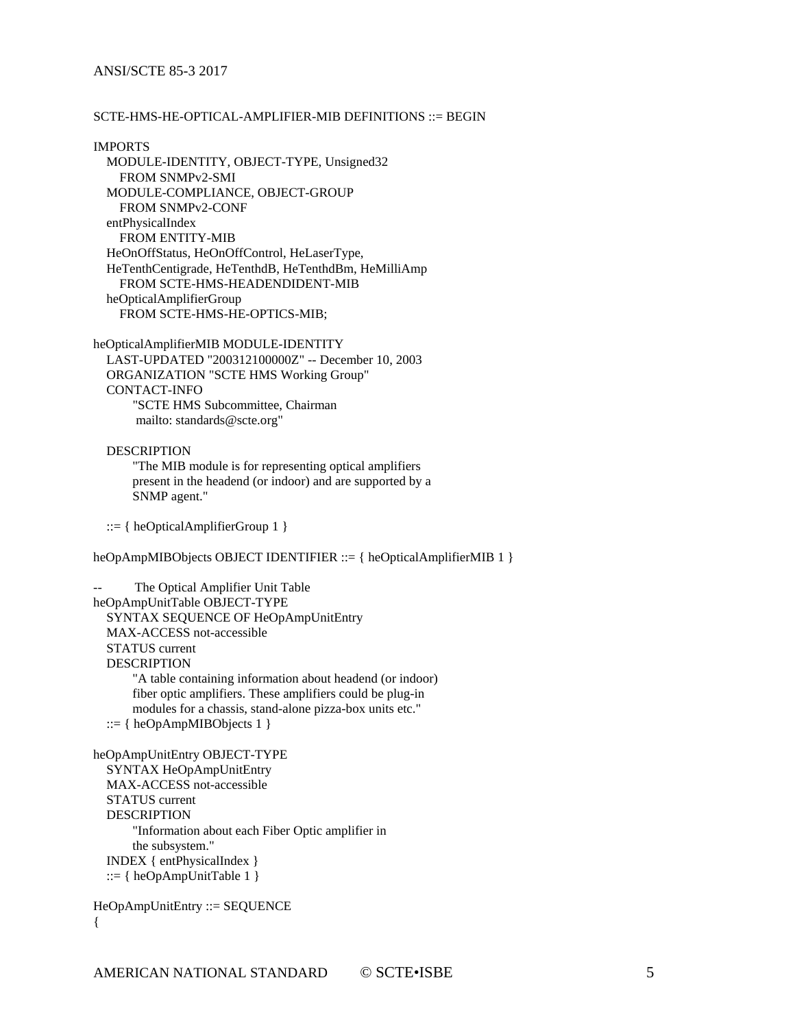```
SCTE-HMS-HE-OPTICAL-AMPLIFIER-MIB DEFINITIONS ::= BEGIN

IMPORTS
   MODULE-IDENTITY, OBJECT-TYPE, Unsigned32
      FROM SNMPv2-SMI
   MODULE-COMPLIANCE, OBJECT-GROUP
      FROM SNMPv2-CONF
   entPhysicalIndex
      FROM ENTITY-MIB
   HeOnOffStatus, HeOnOffControl, HeLaserType,
   HeTenthCentigrade, HeTenthdB, HeTenthdBm, HeMilliAmp
      FROM SCTE-HMS-HEADENDIDENT-MIB
   heOpticalAmplifierGroup
      FROM SCTE-HMS-HE-OPTICS-MIB;

heOpticalAmplifierMIB MODULE-IDENTITY
   LAST-UPDATED "200312100000Z" -- December 10, 2003
   ORGANIZATION "SCTE HMS Working Group"
   CONTACT-INFO
         "SCTE HMS Subcommittee, Chairman
          mailto: standards@scte.org"

   DESCRIPTION
         "The MIB module is for representing optical amplifiers
         present in the headend (or indoor) and are supported by a
         SNMP agent."

   ::= { heOpticalAmplifierGroup 1 }

heOpAmpMIBObjects OBJECT IDENTIFIER ::= { heOpticalAmplifierMIB 1 }

--       The Optical Amplifier Unit Table
heOpAmpUnitTable OBJECT-TYPE
   SYNTAX SEQUENCE OF HeOpAmpUnitEntry
   MAX-ACCESS not-accessible
   STATUS current
   DESCRIPTION
         "A table containing information about headend (or indoor)
         fiber optic amplifiers. These amplifiers could be plug-in
         modules for a chassis, stand-alone pizza-box units etc."
   ::= { heOpAmpMIBObjects 1 }

heOpAmpUnitEntry OBJECT-TYPE
   SYNTAX HeOpAmpUnitEntry
   MAX-ACCESS not-accessible
   STATUS current
   DESCRIPTION
         "Information about each Fiber Optic amplifier in
         the subsystem."
   INDEX { entPhysicalIndex }
   ::= { heOpAmpUnitTable 1 }

HeOpAmpUnitEntry ::= SEQUENCE
{
```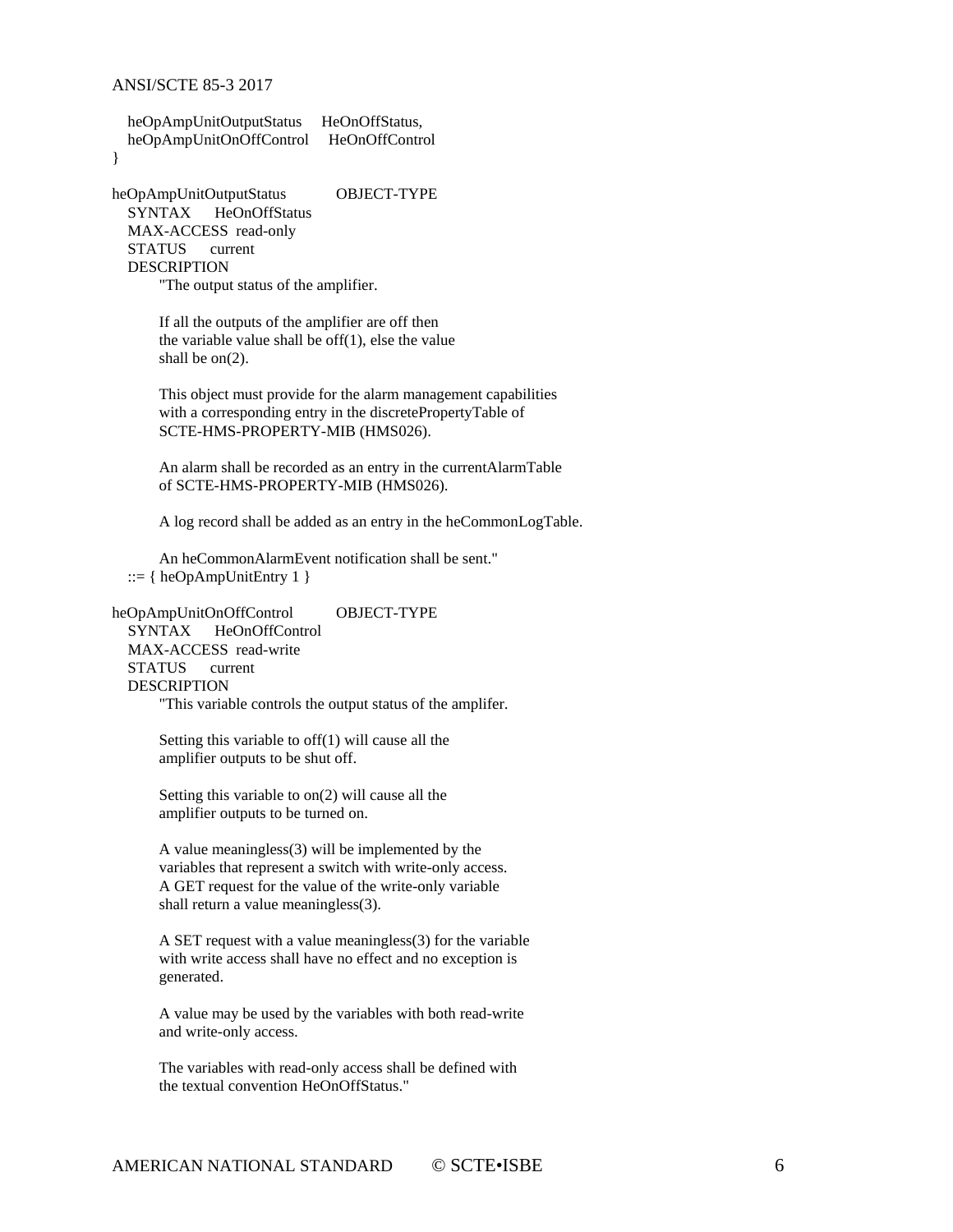```
   heOpAmpUnitOutputStatus     HeOnOffStatus,
   heOpAmpUnitOnOffControl     HeOnOffControl
}

heOpAmpUnitOutputStatus           OBJECT-TYPE
   SYNTAX      HeOnOffStatus
   MAX-ACCESS  read-only
   STATUS      current
   DESCRIPTION
         "The output status of the amplifier.

         If all the outputs of the amplifier are off then
         the variable value shall be off(1), else the value
         shall be on(2).

         This object must provide for the alarm management capabilities
         with a corresponding entry in the discretePropertyTable of
         SCTE-HMS-PROPERTY-MIB (HMS026).

         An alarm shall be recorded as an entry in the currentAlarmTable
         of SCTE-HMS-PROPERTY-MIB (HMS026).

         A log record shall be added as an entry in the heCommonLogTable.

         An heCommonAlarmEvent notification shall be sent."
   ::= { heOpAmpUnitEntry 1 }

heOpAmpUnitOnOffControl          OBJECT-TYPE
   SYNTAX      HeOnOffControl
   MAX-ACCESS  read-write
   STATUS      current
   DESCRIPTION
         "This variable controls the output status of the amplifer.

         Setting this variable to off(1) will cause all the
         amplifier outputs to be shut off.

         Setting this variable to on(2) will cause all the
         amplifier outputs to be turned on.

         A value meaningless(3) will be implemented by the
         variables that represent a switch with write-only access.
         A GET request for the value of the write-only variable
         shall return a value meaningless(3).

         A SET request with a value meaningless(3) for the variable
         with write access shall have no effect and no exception is
         generated.

         A value may be used by the variables with both read-write
         and write-only access.

         The variables with read-only access shall be defined with
         the textual convention HeOnOffStatus."
```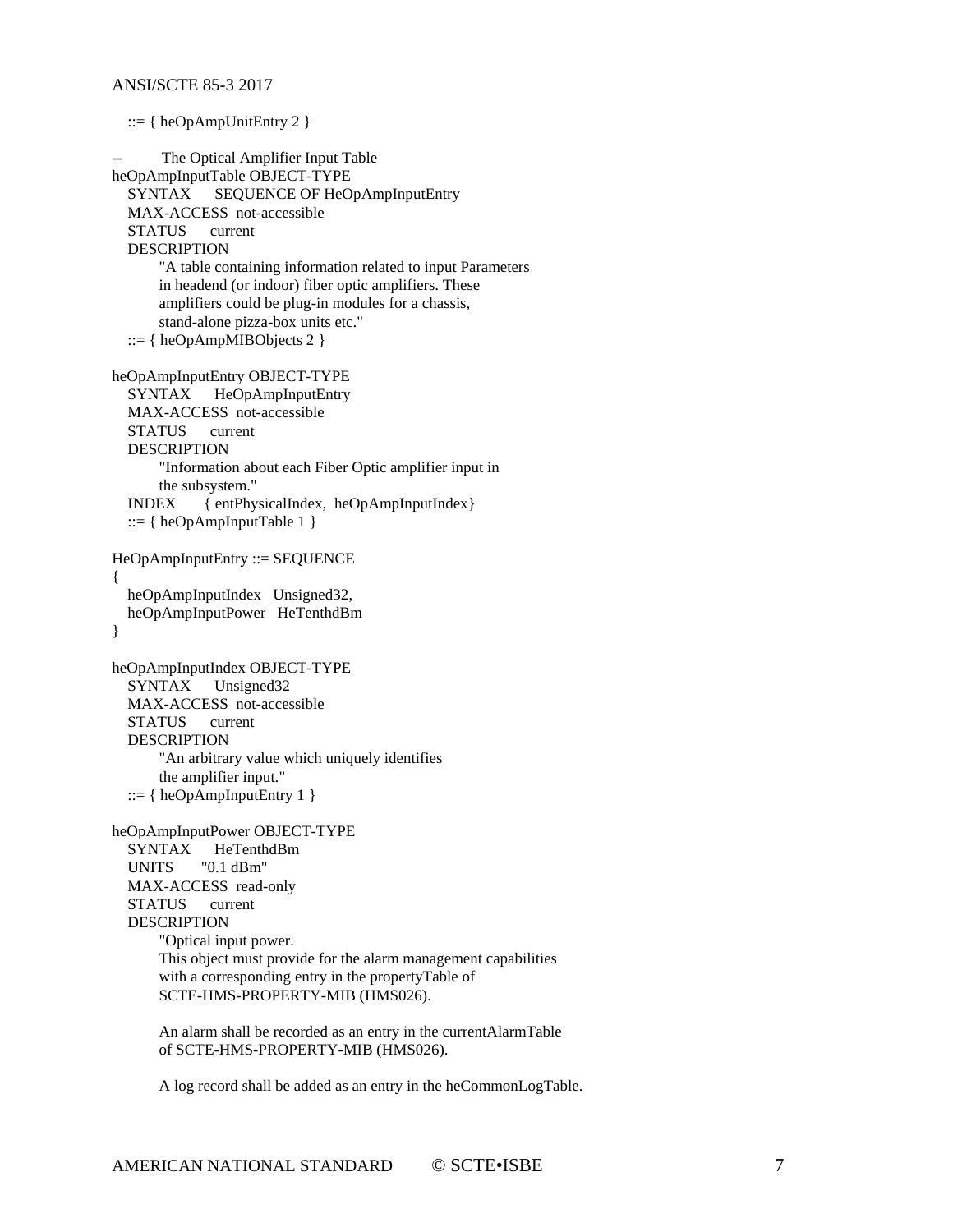```
   ::= { heOpAmpUnitEntry 2 }

--        The Optical Amplifier Input Table
heOpAmpInputTable OBJECT-TYPE
   SYNTAX      SEQUENCE OF HeOpAmpInputEntry
   MAX-ACCESS  not-accessible
   STATUS      current
   DESCRIPTION
         "A table containing information related to input Parameters
         in headend (or indoor) fiber optic amplifiers. These
         amplifiers could be plug-in modules for a chassis,
         stand-alone pizza-box units etc."
   ::= { heOpAmpMIBObjects 2 }

heOpAmpInputEntry OBJECT-TYPE
   SYNTAX      HeOpAmpInputEntry
   MAX-ACCESS  not-accessible
   STATUS      current
   DESCRIPTION
         "Information about each Fiber Optic amplifier input in
         the subsystem."
   INDEX       { entPhysicalIndex,  heOpAmpInputIndex}
   ::= { heOpAmpInputTable 1 }

HeOpAmpInputEntry ::= SEQUENCE
{
   heOpAmpInputIndex   Unsigned32,
   heOpAmpInputPower   HeTenthdBm
}

heOpAmpInputIndex OBJECT-TYPE
   SYNTAX      Unsigned32
   MAX-ACCESS  not-accessible
   STATUS      current
   DESCRIPTION
         "An arbitrary value which uniquely identifies
         the amplifier input."
   ::= { heOpAmpInputEntry 1 }

heOpAmpInputPower OBJECT-TYPE
   SYNTAX      HeTenthdBm
   UNITS       "0.1 dBm"
   MAX-ACCESS  read-only
   STATUS      current
   DESCRIPTION
         "Optical input power.
         This object must provide for the alarm management capabilities
         with a corresponding entry in the propertyTable of
         SCTE-HMS-PROPERTY-MIB (HMS026).

         An alarm shall be recorded as an entry in the currentAlarmTable
         of SCTE-HMS-PROPERTY-MIB (HMS026).

         A log record shall be added as an entry in the heCommonLogTable.
```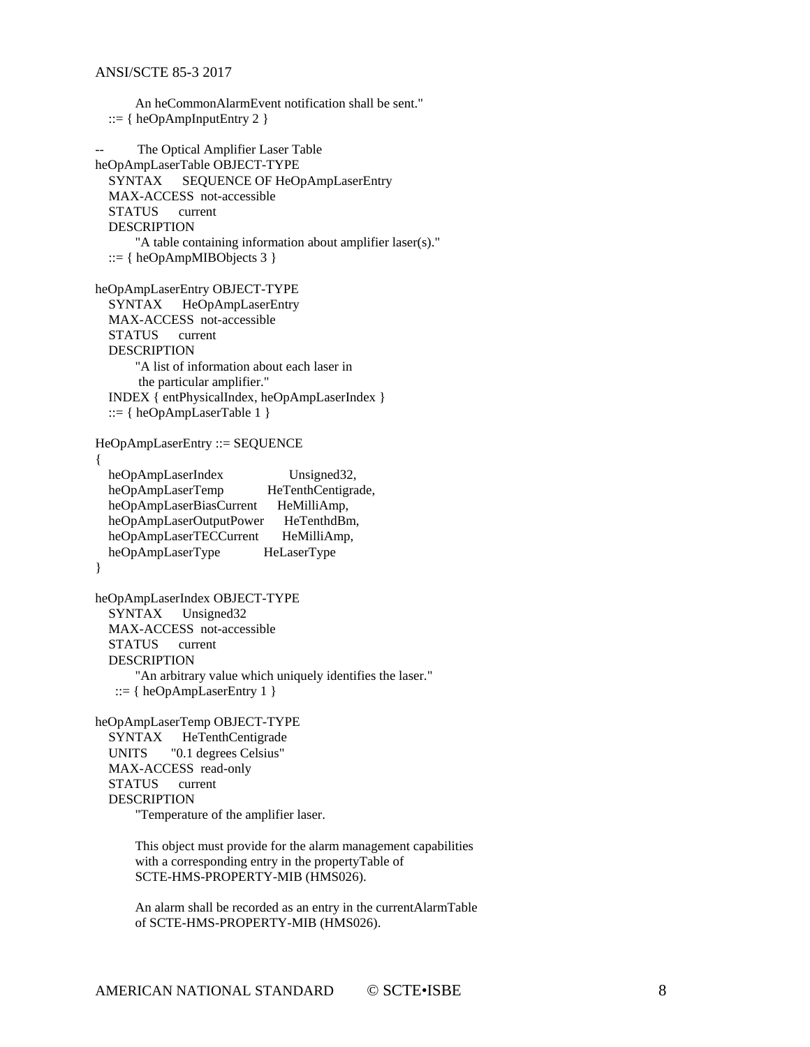```
        An heCommonAlarmEvent notification shall be sent."
   ::= { heOpAmpInputEntry 2 }

--        The Optical Amplifier Laser Table
heOpAmpLaserTable OBJECT-TYPE
   SYNTAX      SEQUENCE OF HeOpAmpLaserEntry
   MAX-ACCESS  not-accessible
   STATUS      current
   DESCRIPTION
        "A table containing information about amplifier laser(s)."
   ::= { heOpAmpMIBObjects 3 }

heOpAmpLaserEntry OBJECT-TYPE
   SYNTAX      HeOpAmpLaserEntry
   MAX-ACCESS  not-accessible
   STATUS      current
   DESCRIPTION
        "A list of information about each laser in
         the particular amplifier."
   INDEX { entPhysicalIndex, heOpAmpLaserIndex }
   ::= { heOpAmpLaserTable 1 }

HeOpAmpLaserEntry ::= SEQUENCE
{
   heOpAmpLaserIndex              Unsigned32,
   heOpAmpLaserTemp               HeTenthCentigrade,
   heOpAmpLaserBiasCurrent        HeMilliAmp,
   heOpAmpLaserOutputPower        HeTenthdBm,
   heOpAmpLaserTECCurrent         HeMilliAmp,
   heOpAmpLaserType               HeLaserType
}

heOpAmpLaserIndex OBJECT-TYPE
   SYNTAX      Unsigned32
   MAX-ACCESS  not-accessible
   STATUS      current
   DESCRIPTION
        "An arbitrary value which uniquely identifies the laser."
    ::= { heOpAmpLaserEntry 1 }

heOpAmpLaserTemp OBJECT-TYPE
   SYNTAX      HeTenthCentigrade
   UNITS       "0.1 degrees Celsius"
   MAX-ACCESS  read-only
   STATUS      current
   DESCRIPTION
        "Temperature of the amplifier laser.

        This object must provide for the alarm management capabilities
        with a corresponding entry in the propertyTable of
        SCTE-HMS-PROPERTY-MIB (HMS026).

        An alarm shall be recorded as an entry in the currentAlarmTable
        of SCTE-HMS-PROPERTY-MIB (HMS026).
```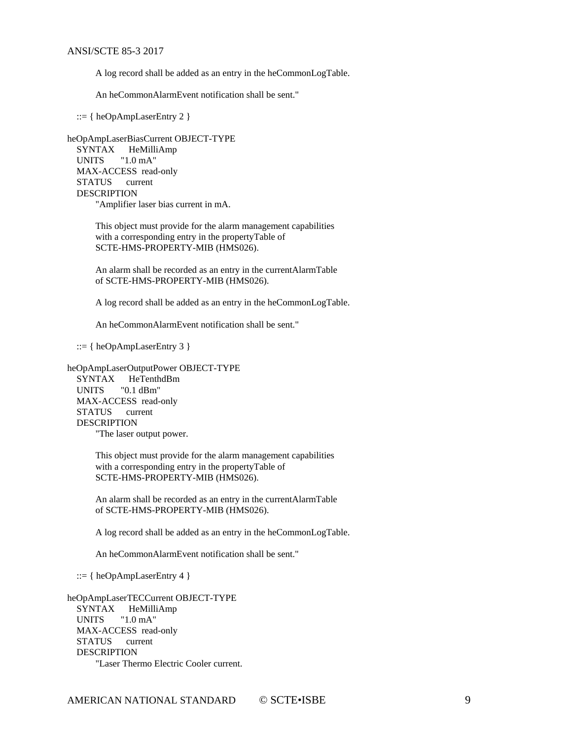```
        A log record shall be added as an entry in the heCommonLogTable.

        An heCommonAlarmEvent notification shall be sent."

    ::= { heOpAmpLaserEntry 2 }

heOpAmpLaserBiasCurrent OBJECT-TYPE
    SYNTAX      HeMilliAmp
    UNITS       "1.0 mA"
    MAX-ACCESS  read-only
    STATUS      current
    DESCRIPTION
        "Amplifier laser bias current in mA.

        This object must provide for the alarm management capabilities
        with a corresponding entry in the propertyTable of
        SCTE-HMS-PROPERTY-MIB (HMS026).

        An alarm shall be recorded as an entry in the currentAlarmTable
        of SCTE-HMS-PROPERTY-MIB (HMS026).

        A log record shall be added as an entry in the heCommonLogTable.

        An heCommonAlarmEvent notification shall be sent."

    ::= { heOpAmpLaserEntry 3 }

heOpAmpLaserOutputPower OBJECT-TYPE
    SYNTAX      HeTenthdBm
    UNITS       "0.1 dBm"
    MAX-ACCESS  read-only
    STATUS      current
    DESCRIPTION
        "The laser output power.

        This object must provide for the alarm management capabilities
        with a corresponding entry in the propertyTable of
        SCTE-HMS-PROPERTY-MIB (HMS026).

        An alarm shall be recorded as an entry in the currentAlarmTable
        of SCTE-HMS-PROPERTY-MIB (HMS026).

        A log record shall be added as an entry in the heCommonLogTable.

        An heCommonAlarmEvent notification shall be sent."

    ::= { heOpAmpLaserEntry 4 }

heOpAmpLaserTECCurrent OBJECT-TYPE
    SYNTAX      HeMilliAmp
    UNITS       "1.0 mA"
    MAX-ACCESS  read-only
    STATUS      current
    DESCRIPTION
        "Laser Thermo Electric Cooler current.
```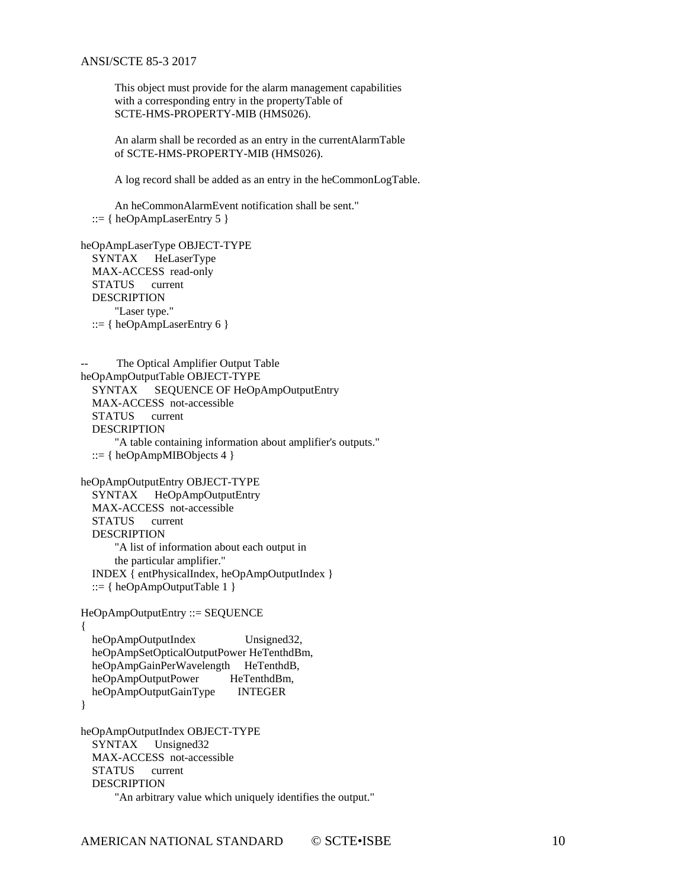```
        This object must provide for the alarm management capabilities
        with a corresponding entry in the propertyTable of
        SCTE-HMS-PROPERTY-MIB (HMS026).

        An alarm shall be recorded as an entry in the currentAlarmTable
        of SCTE-HMS-PROPERTY-MIB (HMS026).

        A log record shall be added as an entry in the heCommonLogTable.

        An heCommonAlarmEvent notification shall be sent."
    ::= { heOpAmpLaserEntry 5 }

heOpAmpLaserType OBJECT-TYPE
    SYNTAX      HeLaserType
    MAX-ACCESS  read-only
    STATUS      current
    DESCRIPTION
        "Laser type."
    ::= { heOpAmpLaserEntry 6 }


--          The Optical Amplifier Output Table
heOpAmpOutputTable OBJECT-TYPE
    SYNTAX      SEQUENCE OF HeOpAmpOutputEntry
    MAX-ACCESS  not-accessible
    STATUS      current
    DESCRIPTION
        "A table containing information about amplifier's outputs."
    ::= { heOpAmpMIBObjects 4 }

heOpAmpOutputEntry OBJECT-TYPE
    SYNTAX      HeOpAmpOutputEntry
    MAX-ACCESS  not-accessible
    STATUS      current
    DESCRIPTION
        "A list of information about each output in
        the particular amplifier."
    INDEX { entPhysicalIndex, heOpAmpOutputIndex }
    ::= { heOpAmpOutputTable 1 }

HeOpAmpOutputEntry ::= SEQUENCE
{
    heOpAmpOutputIndex                Unsigned32,
    heOpAmpSetOpticalOutputPower HeTenthdBm,
    heOpAmpGainPerWavelength     HeTenthdB,
    heOpAmpOutputPower           HeTenthdBm,
    heOpAmpOutputGainType        INTEGER
}

heOpAmpOutputIndex OBJECT-TYPE
    SYNTAX      Unsigned32
    MAX-ACCESS  not-accessible
    STATUS      current
    DESCRIPTION
        "An arbitrary value which uniquely identifies the output."
```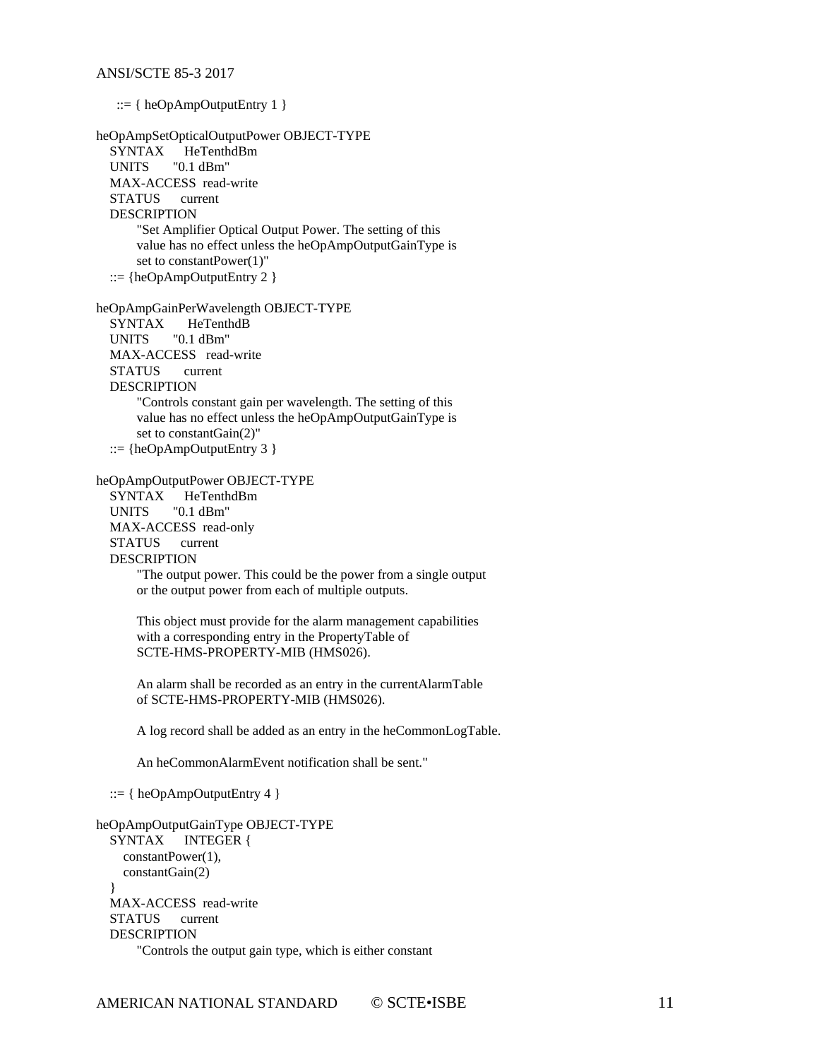```
    ::= { heOpAmpOutputEntry 1 }

heOpAmpSetOpticalOutputPower OBJECT-TYPE
   SYNTAX      HeTenthdBm
   UNITS       "0.1 dBm"
   MAX-ACCESS  read-write
   STATUS      current
   DESCRIPTION
        "Set Amplifier Optical Output Power. The setting of this
        value has no effect unless the heOpAmpOutputGainType is
        set to constantPower(1)"
   ::= {heOpAmpOutputEntry 2 }

heOpAmpGainPerWavelength OBJECT-TYPE
   SYNTAX       HeTenthdB
   UNITS       "0.1 dBm"
   MAX-ACCESS   read-write
   STATUS       current
   DESCRIPTION
        "Controls constant gain per wavelength. The setting of this
        value has no effect unless the heOpAmpOutputGainType is
        set to constantGain(2)"
   ::= {heOpAmpOutputEntry 3 }

heOpAmpOutputPower OBJECT-TYPE
   SYNTAX      HeTenthdBm
   UNITS       "0.1 dBm"
   MAX-ACCESS  read-only
   STATUS      current
   DESCRIPTION
        "The output power. This could be the power from a single output
        or the output power from each of multiple outputs.

        This object must provide for the alarm management capabilities
        with a corresponding entry in the PropertyTable of
        SCTE-HMS-PROPERTY-MIB (HMS026).

        An alarm shall be recorded as an entry in the currentAlarmTable
        of SCTE-HMS-PROPERTY-MIB (HMS026).

        A log record shall be added as an entry in the heCommonLogTable.

        An heCommonAlarmEvent notification shall be sent."

   ::= { heOpAmpOutputEntry 4 }

heOpAmpOutputGainType OBJECT-TYPE
   SYNTAX      INTEGER {
      constantPower(1),
      constantGain(2)
   }
   MAX-ACCESS  read-write
   STATUS      current
   DESCRIPTION
        "Controls the output gain type, which is either constant
```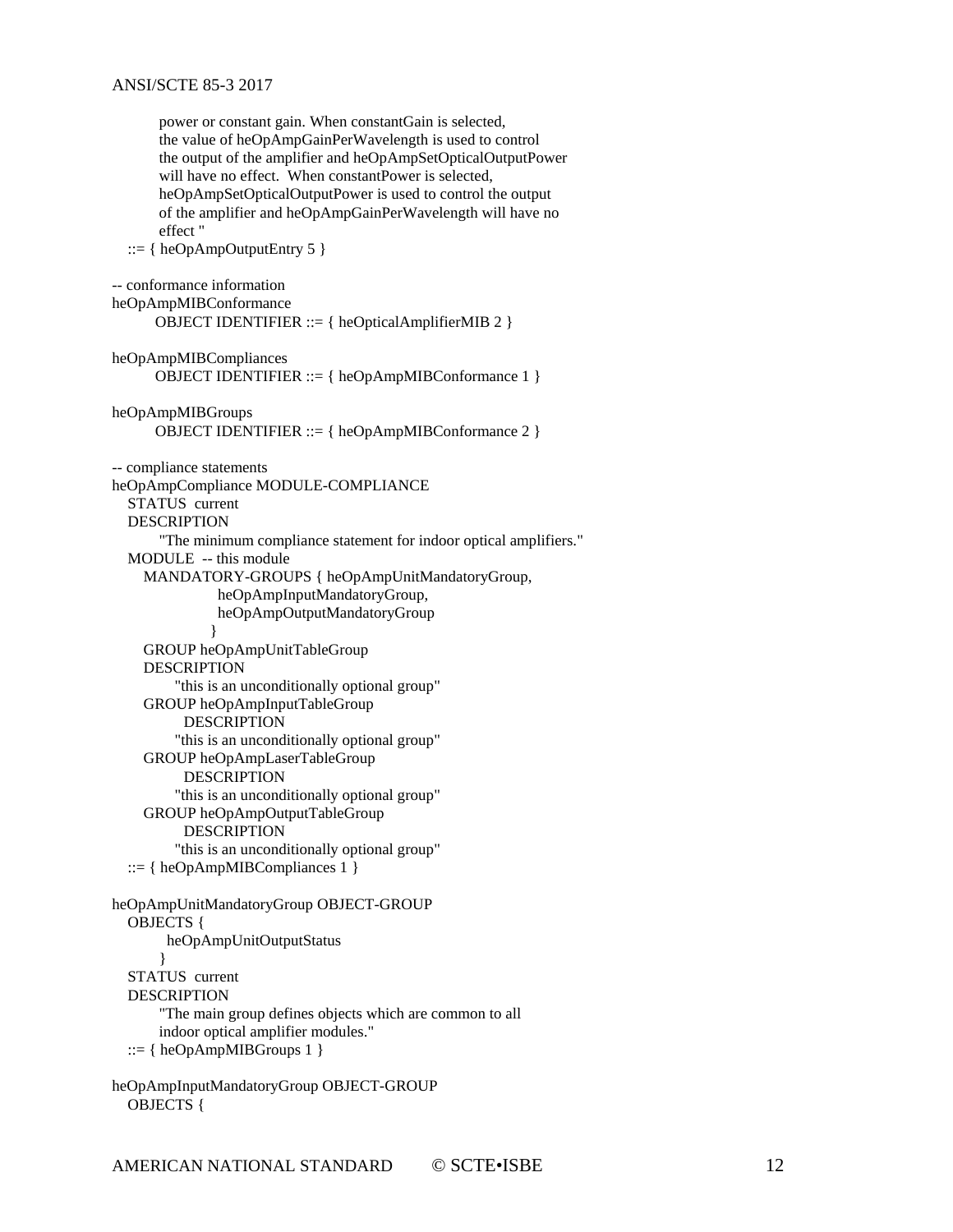```
        power or constant gain. When constantGain is selected,
        the value of heOpAmpGainPerWavelength is used to control
        the output of the amplifier and heOpAmpSetOpticalOutputPower
        will have no effect.  When constantPower is selected,
        heOpAmpSetOpticalOutputPower is used to control the output
        of the amplifier and heOpAmpGainPerWavelength will have no
        effect "
   ::= { heOpAmpOutputEntry 5 }

-- conformance information
heOpAmpMIBConformance
       OBJECT IDENTIFIER ::= { heOpticalAmplifierMIB 2 }

heOpAmpMIBCompliances
       OBJECT IDENTIFIER ::= { heOpAmpMIBConformance 1 }

heOpAmpMIBGroups
       OBJECT IDENTIFIER ::= { heOpAmpMIBConformance 2 }

-- compliance statements
heOpAmpCompliance MODULE-COMPLIANCE
   STATUS  current
   DESCRIPTION
        "The minimum compliance statement for indoor optical amplifiers."
   MODULE  -- this module
      MANDATORY-GROUPS { heOpAmpUnitMandatoryGroup,
                  heOpAmpInputMandatoryGroup,
                  heOpAmpOutputMandatoryGroup
                 }
      GROUP heOpAmpUnitTableGroup
      DESCRIPTION
           "this is an unconditionally optional group"
      GROUP heOpAmpInputTableGroup
            DESCRIPTION
           "this is an unconditionally optional group"
      GROUP heOpAmpLaserTableGroup
            DESCRIPTION
           "this is an unconditionally optional group"
      GROUP heOpAmpOutputTableGroup
            DESCRIPTION
           "this is an unconditionally optional group"
   ::= { heOpAmpMIBCompliances 1 }

heOpAmpUnitMandatoryGroup OBJECT-GROUP
   OBJECTS {
          heOpAmpUnitOutputStatus
        }
   STATUS  current
   DESCRIPTION
        "The main group defines objects which are common to all
        indoor optical amplifier modules."
   ::= { heOpAmpMIBGroups 1 }

heOpAmpInputMandatoryGroup OBJECT-GROUP
   OBJECTS {
```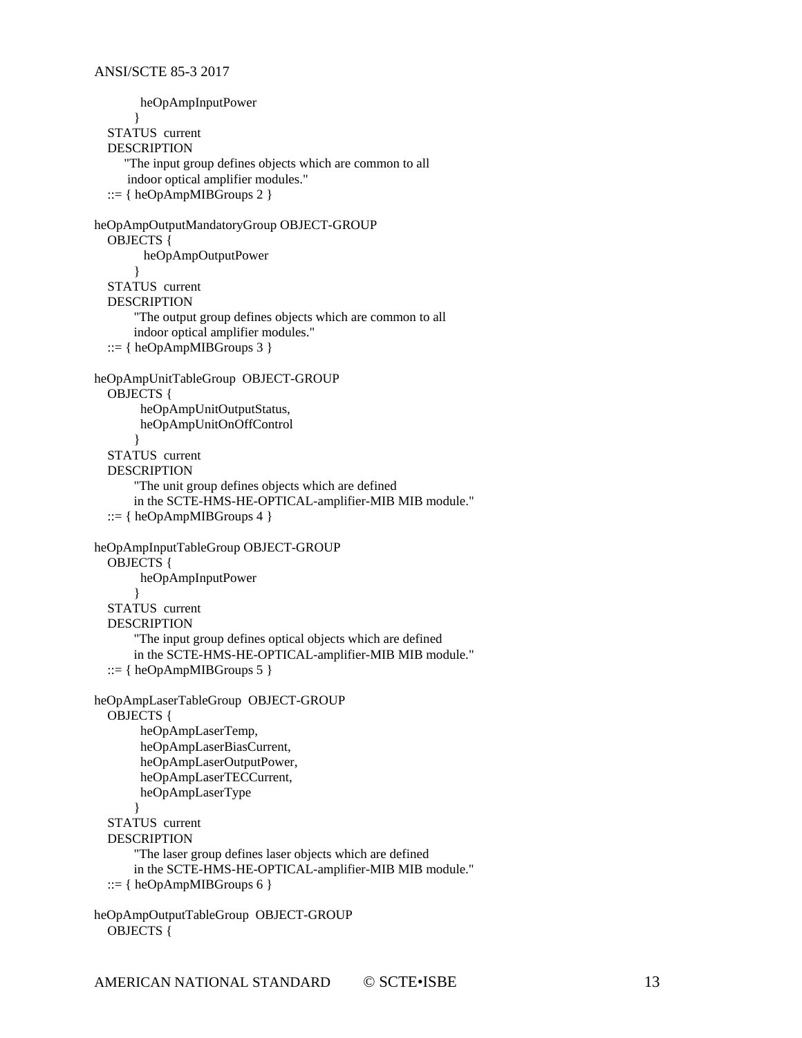```
          heOpAmpInputPower
        }
   STATUS  current
   DESCRIPTION
       "The input group defines objects which are common to all
        indoor optical amplifier modules."
   ::= { heOpAmpMIBGroups 2 }

heOpAmpOutputMandatoryGroup OBJECT-GROUP
   OBJECTS {
          heOpAmpOutputPower
        }
   STATUS  current
   DESCRIPTION
        "The output group defines objects which are common to all
        indoor optical amplifier modules."
   ::= { heOpAmpMIBGroups 3 }

heOpAmpUnitTableGroup  OBJECT-GROUP
   OBJECTS {
         heOpAmpUnitOutputStatus,
         heOpAmpUnitOnOffControl
        }
   STATUS  current
   DESCRIPTION
        "The unit group defines objects which are defined
        in the SCTE-HMS-HE-OPTICAL-amplifier-MIB MIB module."
   ::= { heOpAmpMIBGroups 4 }

heOpAmpInputTableGroup OBJECT-GROUP
   OBJECTS {
         heOpAmpInputPower
        }
   STATUS  current
   DESCRIPTION
        "The input group defines optical objects which are defined
        in the SCTE-HMS-HE-OPTICAL-amplifier-MIB MIB module."
   ::= { heOpAmpMIBGroups 5 }

heOpAmpLaserTableGroup  OBJECT-GROUP
   OBJECTS {
         heOpAmpLaserTemp,
         heOpAmpLaserBiasCurrent,
         heOpAmpLaserOutputPower,
         heOpAmpLaserTECCurrent,
         heOpAmpLaserType
        }
   STATUS  current
   DESCRIPTION
        "The laser group defines laser objects which are defined
        in the SCTE-HMS-HE-OPTICAL-amplifier-MIB MIB module."
   ::= { heOpAmpMIBGroups 6 }

heOpAmpOutputTableGroup  OBJECT-GROUP
   OBJECTS {
```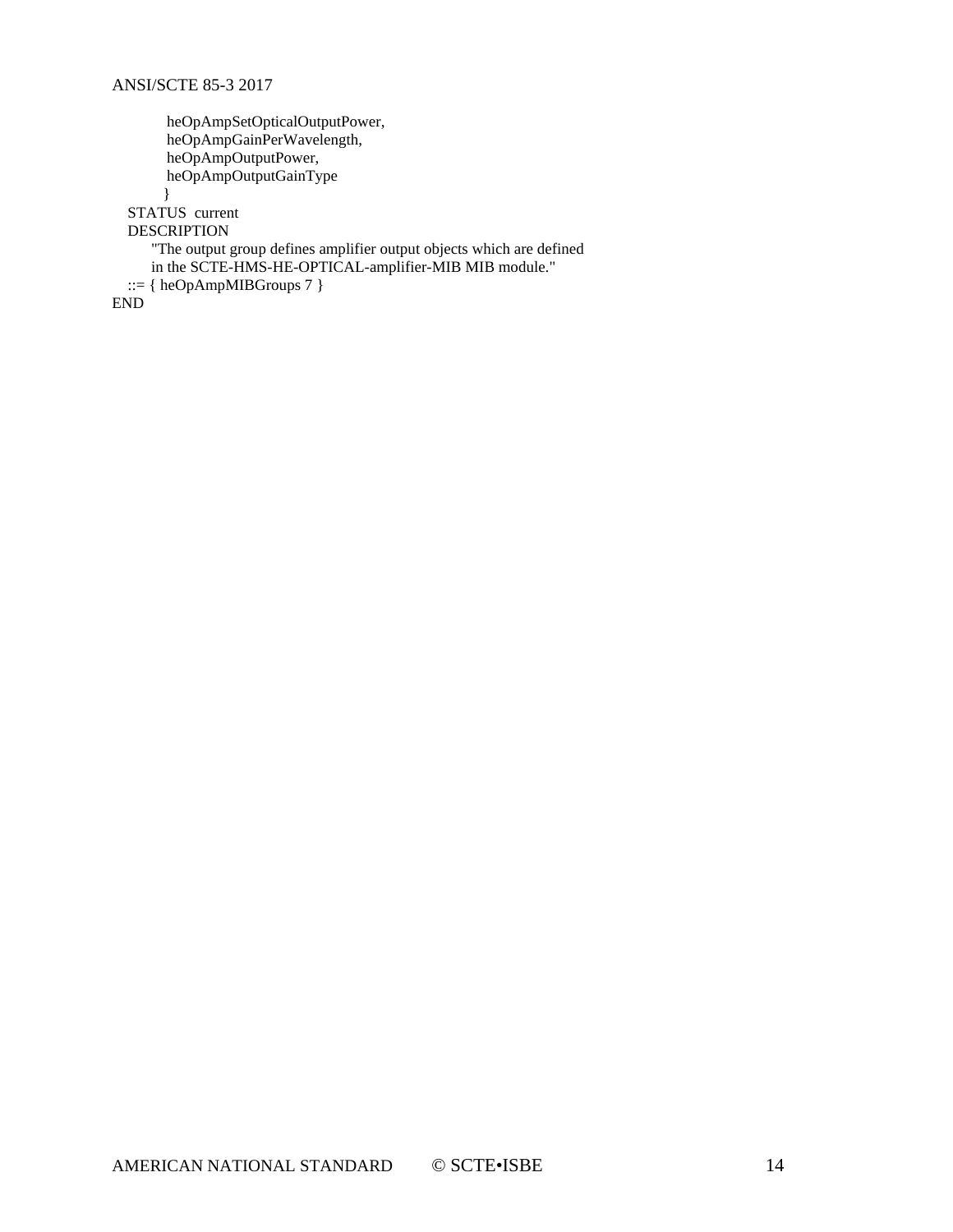```
          heOpAmpSetOpticalOutputPower,
          heOpAmpGainPerWavelength,
          heOpAmpOutputPower,
          heOpAmpOutputGainType
         }
   STATUS  current
   DESCRIPTION
       "The output group defines amplifier output objects which are defined
       in the SCTE-HMS-HE-OPTICAL-amplifier-MIB MIB module."
   ::= { heOpAmpMIBGroups 7 }
END
```